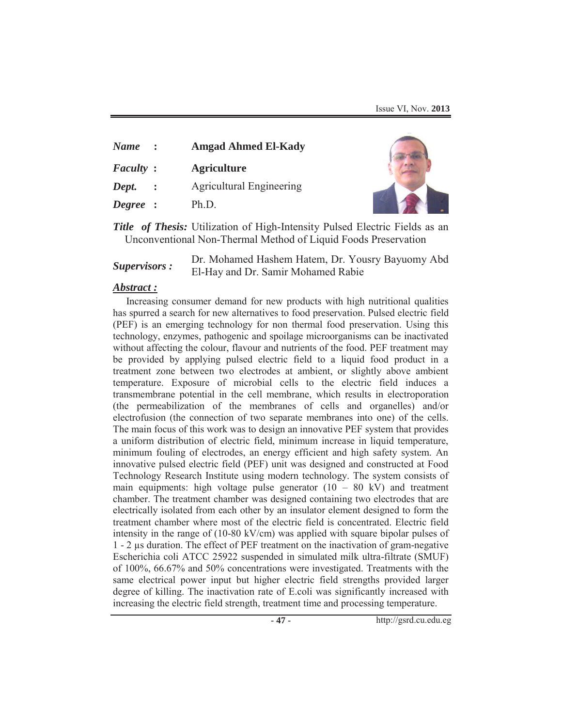***Name*** **:** **Amgad Ahmed El-Kady**

***Faculty*** **:** **Agriculture**

***Dept.*** **:** Agricultural Engineering

***Degree*** **:** Ph.D.

***Title of Thesis:*** Utilization of High-Intensity Pulsed Electric Fields as an Unconventional Non-Thermal Method of Liquid Foods Preservation

***Supervisors :*** Dr. Mohamed Hashem Hatem, Dr. Yousry Bayuomy Abd El-Hay and Dr. Samir Mohamed Rabie

***Abstract :***

Increasing consumer demand for new products with high nutritional qualities has spurred a search for new alternatives to food preservation. Pulsed electric field (PEF) is an emerging technology for non thermal food preservation. Using this technology, enzymes, pathogenic and spoilage microorganisms can be inactivated without affecting the colour, flavour and nutrients of the food. PEF treatment may be provided by applying pulsed electric field to a liquid food product in a treatment zone between two electrodes at ambient, or slightly above ambient temperature. Exposure of microbial cells to the electric field induces a transmembrane potential in the cell membrane, which results in electroporation (the permeabilization of the membranes of cells and organelles) and/or electrofusion (the connection of two separate membranes into one) of the cells. The main focus of this work was to design an innovative PEF system that provides a uniform distribution of electric field, minimum increase in liquid temperature, minimum fouling of electrodes, an energy efficient and high safety system. An innovative pulsed electric field (PEF) unit was designed and constructed at Food Technology Research Institute using modern technology. The system consists of main equipments: high voltage pulse generator (10 – 80 kV) and treatment chamber. The treatment chamber was designed containing two electrodes that are electrically isolated from each other by an insulator element designed to form the treatment chamber where most of the electric field is concentrated. Electric field intensity in the range of (10-80 kV/cm) was applied with square bipolar pulses of 1 - 2 μs duration. The effect of PEF treatment on the inactivation of gram-negative Escherichia coli ATCC 25922 suspended in simulated milk ultra-filtrate (SMUF) of 100%, 66.67% and 50% concentrations were investigated. Treatments with the same electrical power input but higher electric field strengths provided larger degree of killing. The inactivation rate of E.coli was significantly increased with increasing the electric field strength, treatment time and processing temperature.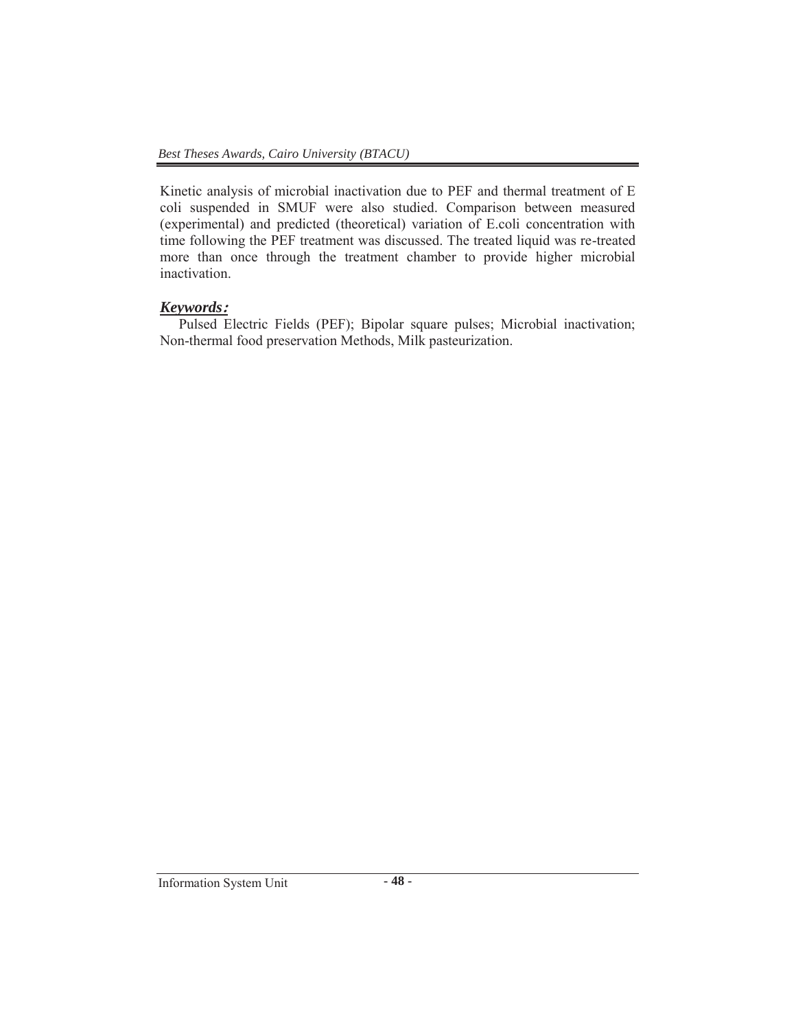Kinetic analysis of microbial inactivation due to PEF and thermal treatment of E coli suspended in SMUF were also studied. Comparison between measured (experimental) and predicted (theoretical) variation of E.coli concentration with time following the PEF treatment was discussed. The treated liquid was re-treated more than once through the treatment chamber to provide higher microbial inactivation.

***Keywords:***

Pulsed Electric Fields (PEF); Bipolar square pulses; Microbial inactivation; Non-thermal food preservation Methods, Milk pasteurization.